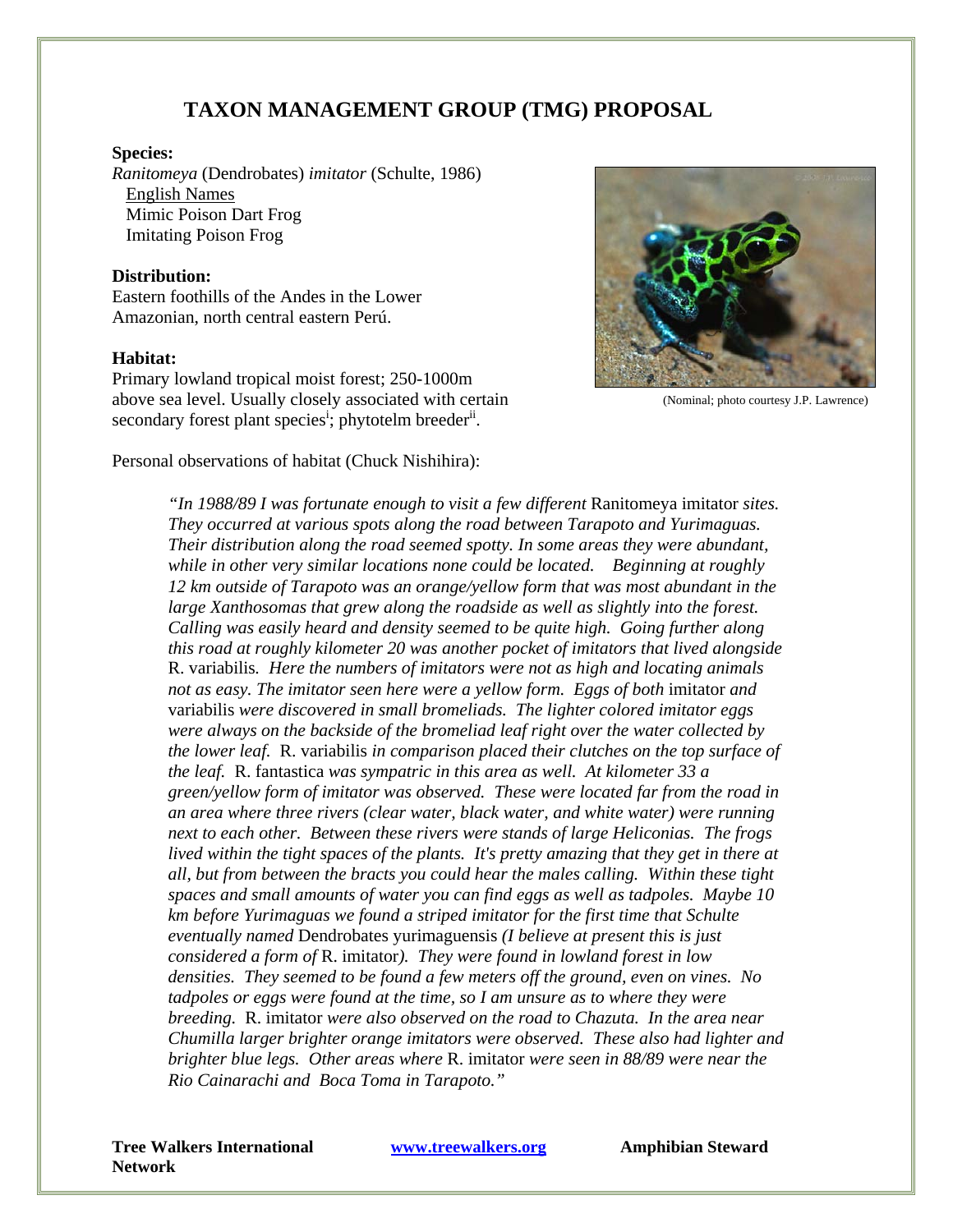# TAXON MANAGEMENT GROUP (TMG) PROPOSAL

**Species:**
*Ranitomeya* (Dendrobates) *imitator* (Schulte, 1986)
English Names
Mimic Poison Dart Frog
Imitating Poison Frog

**Distribution:**
Eastern foothills of the Andes in the Lower Amazonian, north central eastern Perú.

**Habitat:**
Primary lowland tropical moist forest; 250-1000m above sea level. Usually closely associated with certain secondary forest plant species[i]; phytotelm breeder[ii].

(Nominal; photo courtesy J.P. Lawrence)

Personal observations of habitat (Chuck Nishihira):

> *"In 1988/89 I was fortunate enough to visit a few different* Ranitomeya imitator *sites. They occurred at various spots along the road between Tarapoto and Yurimaguas. Their distribution along the road seemed spotty. In some areas they were abundant, while in other very similar locations none could be located. Beginning at roughly 12 km outside of Tarapoto was an orange/yellow form that was most abundant in the large Xanthosomas that grew along the roadside as well as slightly into the forest. Calling was easily heard and density seemed to be quite high. Going further along this road at roughly kilometer 20 was another pocket of imitators that lived alongside* R. variabilis*. Here the numbers of imitators were not as high and locating animals not as easy. The imitator seen here were a yellow form. Eggs of both* imitator *and* variabilis *were discovered in small bromeliads. The lighter colored imitator eggs were always on the backside of the bromeliad leaf right over the water collected by the lower leaf.* R. variabilis *in comparison placed their clutches on the top surface of the leaf.* R. fantastica *was sympatric in this area as well. At kilometer 33 a green/yellow form of imitator was observed. These were located far from the road in an area where three rivers (clear water, black water, and white water) were running next to each other. Between these rivers were stands of large Heliconias. The frogs lived within the tight spaces of the plants. It's pretty amazing that they get in there at all, but from between the bracts you could hear the males calling. Within these tight spaces and small amounts of water you can find eggs as well as tadpoles. Maybe 10 km before Yurimaguas we found a striped imitator for the first time that Schulte eventually named* Dendrobates yurimaguensis *(I believe at present this is just considered a form of* R. imitator*). They were found in lowland forest in low densities. They seemed to be found a few meters off the ground, even on vines. No tadpoles or eggs were found at the time, so I am unsure as to where they were breeding.* R. imitator *were also observed on the road to Chazuta. In the area near Chumilla larger brighter orange imitators were observed. These also had lighter and brighter blue legs. Other areas where* R. imitator *were seen in 88/89 were near the Rio Cainarachi and Boca Toma in Tarapoto."*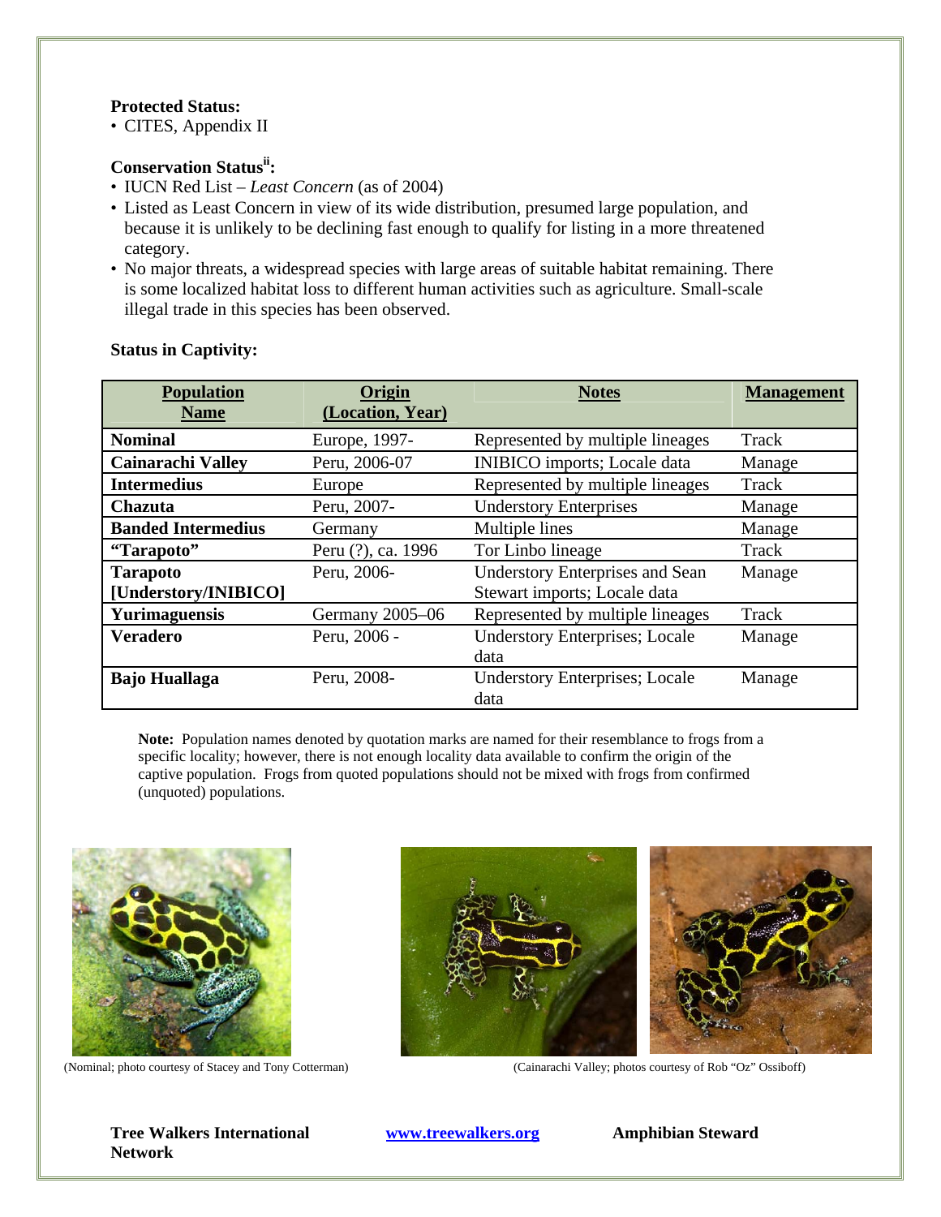**Protected Status:**

- CITES, Appendix II

**Conservation Status[ii]:**

- IUCN Red List – *Least Concern* (as of 2004)
- Listed as Least Concern in view of its wide distribution, presumed large population, and because it is unlikely to be declining fast enough to qualify for listing in a more threatened category.
- No major threats, a widespread species with large areas of suitable habitat remaining. There is some localized habitat loss to different human activities such as agriculture. Small-scale illegal trade in this species has been observed.

**Status in Captivity:**

| Population Name | Origin (Location, Year) | Notes | Management |
|---|---|---|---|
| **Nominal** | Europe, 1997- | Represented by multiple lineages | Track |
| **Cainarachi Valley** | Peru, 2006-07 | INIBICO imports; Locale data | Manage |
| **Intermedius** | Europe | Represented by multiple lineages | Track |
| **Chazuta** | Peru, 2007- | Understory Enterprises | Manage |
| **Banded Intermedius** | Germany | Multiple lines | Manage |
| **"Tarapoto"** | Peru (?), ca. 1996 | Tor Linbo lineage | Track |
| **Tarapoto [Understory/INIBICO]** | Peru, 2006- | Understory Enterprises and Sean Stewart imports; Locale data | Manage |
| **Yurimaguensis** | Germany 2005–06 | Represented by multiple lineages | Track |
| **Veradero** | Peru, 2006 - | Understory Enterprises; Locale data | Manage |
| **Bajo Huallaga** | Peru, 2008- | Understory Enterprises; Locale data | Manage |

**Note:** Population names denoted by quotation marks are named for their resemblance to frogs from a specific locality; however, there is not enough locality data available to confirm the origin of the captive population. Frogs from quoted populations should not be mixed with frogs from confirmed (unquoted) populations.

(Nominal; photo courtesy of Stacey and Tony Cotterman)

(Cainarachi Valley; photos courtesy of Rob "Oz" Ossiboff)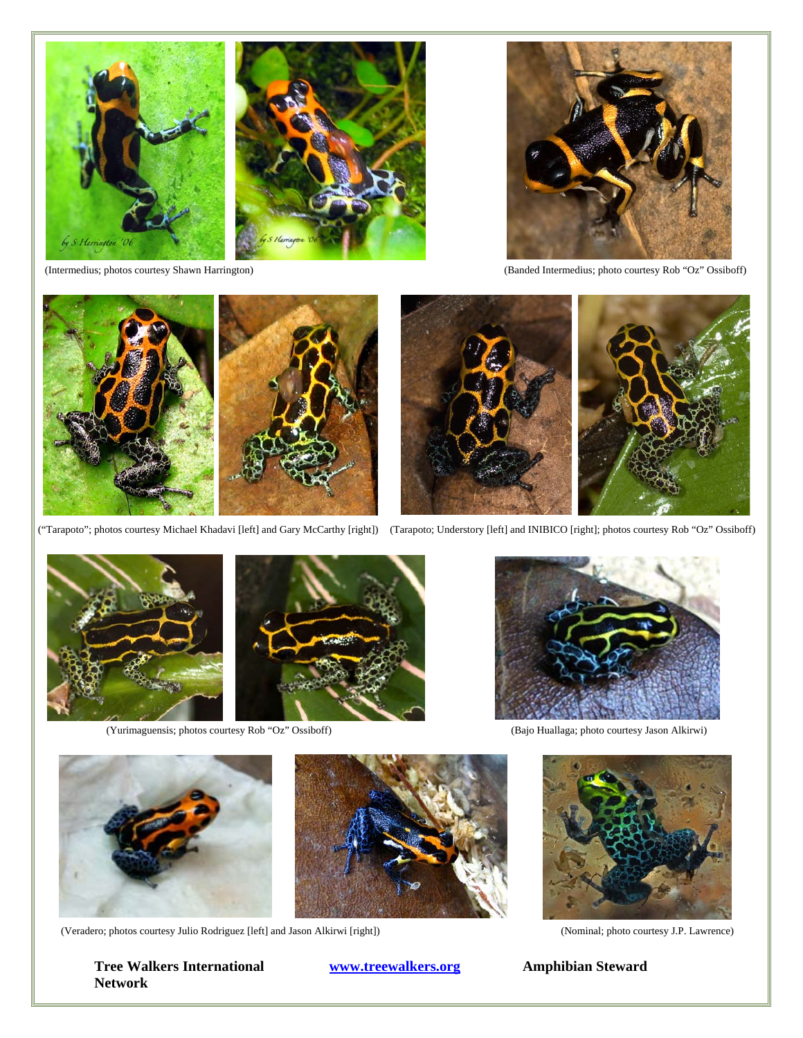(Intermedius; photos courtesy Shawn Harrington)

(Banded Intermedius; photo courtesy Rob "Oz" Ossiboff)

("Tarapoto"; photos courtesy Michael Khadavi [left] and Gary McCarthy [right])

(Tarapoto; Understory [left] and INIBICO [right]; photos courtesy Rob "Oz" Ossiboff)

(Yurimaguensis; photos courtesy Rob "Oz" Ossiboff)

(Bajo Huallaga; photo courtesy Jason Alkirwi)

(Veradero; photos courtesy Julio Rodriguez [left] and Jason Alkirwi [right])

(Nominal; photo courtesy J.P. Lawrence)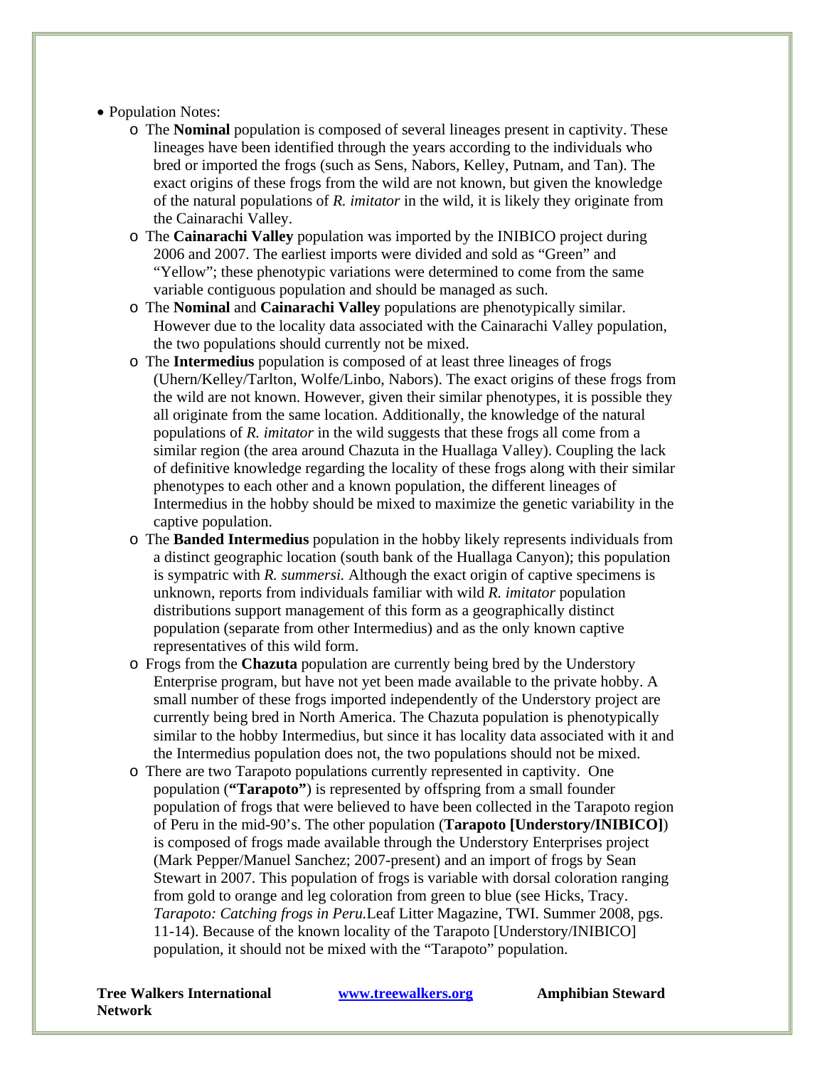- Population Notes:
  - The **Nominal** population is composed of several lineages present in captivity. These lineages have been identified through the years according to the individuals who bred or imported the frogs (such as Sens, Nabors, Kelley, Putnam, and Tan). The exact origins of these frogs from the wild are not known, but given the knowledge of the natural populations of *R. imitator* in the wild, it is likely they originate from the Cainarachi Valley.
  - The **Cainarachi Valley** population was imported by the INIBICO project during 2006 and 2007. The earliest imports were divided and sold as "Green" and "Yellow"; these phenotypic variations were determined to come from the same variable contiguous population and should be managed as such.
  - The **Nominal** and **Cainarachi Valley** populations are phenotypically similar. However due to the locality data associated with the Cainarachi Valley population, the two populations should currently not be mixed.
  - The **Intermedius** population is composed of at least three lineages of frogs (Uhern/Kelley/Tarlton, Wolfe/Linbo, Nabors). The exact origins of these frogs from the wild are not known. However, given their similar phenotypes, it is possible they all originate from the same location. Additionally, the knowledge of the natural populations of *R. imitator* in the wild suggests that these frogs all come from a similar region (the area around Chazuta in the Huallaga Valley). Coupling the lack of definitive knowledge regarding the locality of these frogs along with their similar phenotypes to each other and a known population, the different lineages of Intermedius in the hobby should be mixed to maximize the genetic variability in the captive population.
  - The **Banded Intermedius** population in the hobby likely represents individuals from a distinct geographic location (south bank of the Huallaga Canyon); this population is sympatric with *R. summersi.* Although the exact origin of captive specimens is unknown, reports from individuals familiar with wild *R. imitator* population distributions support management of this form as a geographically distinct population (separate from other Intermedius) and as the only known captive representatives of this wild form.
  - Frogs from the **Chazuta** population are currently being bred by the Understory Enterprise program, but have not yet been made available to the private hobby. A small number of these frogs imported independently of the Understory project are currently being bred in North America. The Chazuta population is phenotypically similar to the hobby Intermedius, but since it has locality data associated with it and the Intermedius population does not, the two populations should not be mixed.
  - There are two Tarapoto populations currently represented in captivity. One population (**"Tarapoto"**) is represented by offspring from a small founder population of frogs that were believed to have been collected in the Tarapoto region of Peru in the mid-90's. The other population (**Tarapoto [Understory/INIBICO]**) is composed of frogs made available through the Understory Enterprises project (Mark Pepper/Manuel Sanchez; 2007-present) and an import of frogs by Sean Stewart in 2007. This population of frogs is variable with dorsal coloration ranging from gold to orange and leg coloration from green to blue (see Hicks, Tracy. *Tarapoto: Catching frogs in Peru.*Leaf Litter Magazine, TWI. Summer 2008, pgs. 11-14). Because of the known locality of the Tarapoto [Understory/INIBICO] population, it should not be mixed with the "Tarapoto" population.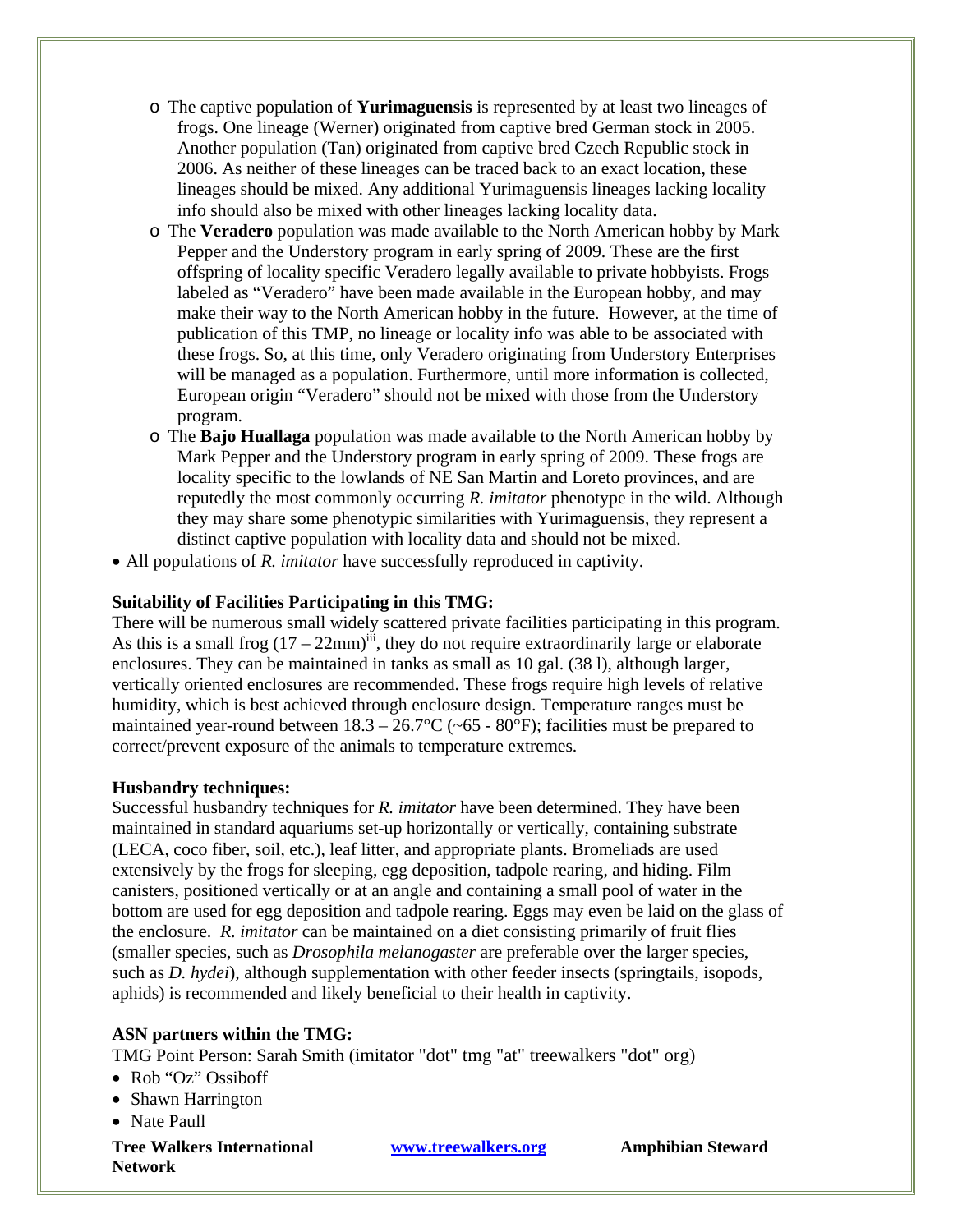- The captive population of **Yurimaguensis** is represented by at least two lineages of frogs. One lineage (Werner) originated from captive bred German stock in 2005. Another population (Tan) originated from captive bred Czech Republic stock in 2006. As neither of these lineages can be traced back to an exact location, these lineages should be mixed. Any additional Yurimaguensis lineages lacking locality info should also be mixed with other lineages lacking locality data.
- The **Veradero** population was made available to the North American hobby by Mark Pepper and the Understory program in early spring of 2009. These are the first offspring of locality specific Veradero legally available to private hobbyists. Frogs labeled as "Veradero" have been made available in the European hobby, and may make their way to the North American hobby in the future. However, at the time of publication of this TMP, no lineage or locality info was able to be associated with these frogs. So, at this time, only Veradero originating from Understory Enterprises will be managed as a population. Furthermore, until more information is collected, European origin "Veradero" should not be mixed with those from the Understory program.
- The **Bajo Huallaga** population was made available to the North American hobby by Mark Pepper and the Understory program in early spring of 2009. These frogs are locality specific to the lowlands of NE San Martin and Loreto provinces, and are reputedly the most commonly occurring *R. imitator* phenotype in the wild. Although they may share some phenotypic similarities with Yurimaguensis, they represent a distinct captive population with locality data and should not be mixed.

- All populations of *R. imitator* have successfully reproduced in captivity.

**Suitability of Facilities Participating in this TMG:**
There will be numerous small widely scattered private facilities participating in this program. As this is a small frog (17 – 22mm)[iii], they do not require extraordinarily large or elaborate enclosures. They can be maintained in tanks as small as 10 gal. (38 l), although larger, vertically oriented enclosures are recommended. These frogs require high levels of relative humidity, which is best achieved through enclosure design. Temperature ranges must be maintained year-round between 18.3 – 26.7°C (~65 - 80°F); facilities must be prepared to correct/prevent exposure of the animals to temperature extremes.

**Husbandry techniques:**
Successful husbandry techniques for *R. imitator* have been determined. They have been maintained in standard aquariums set-up horizontally or vertically, containing substrate (LECA, coco fiber, soil, etc.), leaf litter, and appropriate plants. Bromeliads are used extensively by the frogs for sleeping, egg deposition, tadpole rearing, and hiding. Film canisters, positioned vertically or at an angle and containing a small pool of water in the bottom are used for egg deposition and tadpole rearing. Eggs may even be laid on the glass of the enclosure. *R. imitator* can be maintained on a diet consisting primarily of fruit flies (smaller species, such as *Drosophila melanogaster* are preferable over the larger species, such as *D. hydei*), although supplementation with other feeder insects (springtails, isopods, aphids) is recommended and likely beneficial to their health in captivity.

**ASN partners within the TMG:**
TMG Point Person: Sarah Smith (imitator "dot" tmg "at" treewalkers "dot" org)

- Rob "Oz" Ossiboff
- Shawn Harrington
- Nate Paull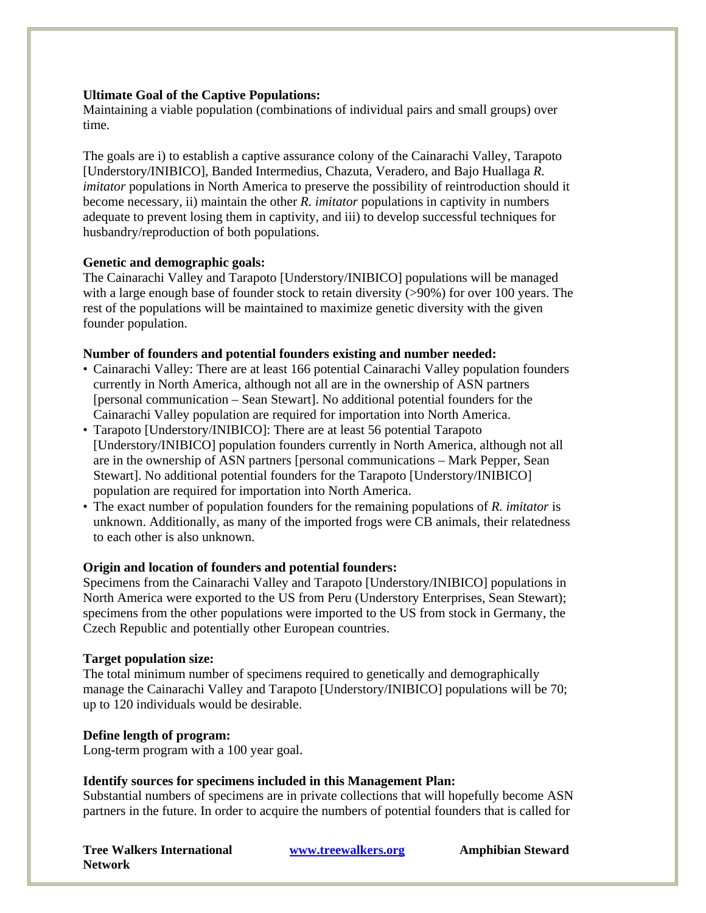**Ultimate Goal of the Captive Populations:**
Maintaining a viable population (combinations of individual pairs and small groups) over time.

The goals are i) to establish a captive assurance colony of the Cainarachi Valley, Tarapoto [Understory/INIBICO], Banded Intermedius, Chazuta, Veradero, and Bajo Huallaga *R. imitator* populations in North America to preserve the possibility of reintroduction should it become necessary, ii) maintain the other *R. imitator* populations in captivity in numbers adequate to prevent losing them in captivity, and iii) to develop successful techniques for husbandry/reproduction of both populations.

**Genetic and demographic goals:**
The Cainarachi Valley and Tarapoto [Understory/INIBICO] populations will be managed with a large enough base of founder stock to retain diversity (>90%) for over 100 years. The rest of the populations will be maintained to maximize genetic diversity with the given founder population.

**Number of founders and potential founders existing and number needed:**

- Cainarachi Valley: There are at least 166 potential Cainarachi Valley population founders currently in North America, although not all are in the ownership of ASN partners [personal communication – Sean Stewart]. No additional potential founders for the Cainarachi Valley population are required for importation into North America.
- Tarapoto [Understory/INIBICO]: There are at least 56 potential Tarapoto [Understory/INIBICO] population founders currently in North America, although not all are in the ownership of ASN partners [personal communications – Mark Pepper, Sean Stewart]. No additional potential founders for the Tarapoto [Understory/INIBICO] population are required for importation into North America.
- The exact number of population founders for the remaining populations of *R. imitator* is unknown. Additionally, as many of the imported frogs were CB animals, their relatedness to each other is also unknown.

**Origin and location of founders and potential founders:**
Specimens from the Cainarachi Valley and Tarapoto [Understory/INIBICO] populations in North America were exported to the US from Peru (Understory Enterprises, Sean Stewart); specimens from the other populations were imported to the US from stock in Germany, the Czech Republic and potentially other European countries.

**Target population size:**
The total minimum number of specimens required to genetically and demographically manage the Cainarachi Valley and Tarapoto [Understory/INIBICO] populations will be 70; up to 120 individuals would be desirable.

**Define length of program:**
Long-term program with a 100 year goal.

**Identify sources for specimens included in this Management Plan:**
Substantial numbers of specimens are in private collections that will hopefully become ASN partners in the future. In order to acquire the numbers of potential founders that is called for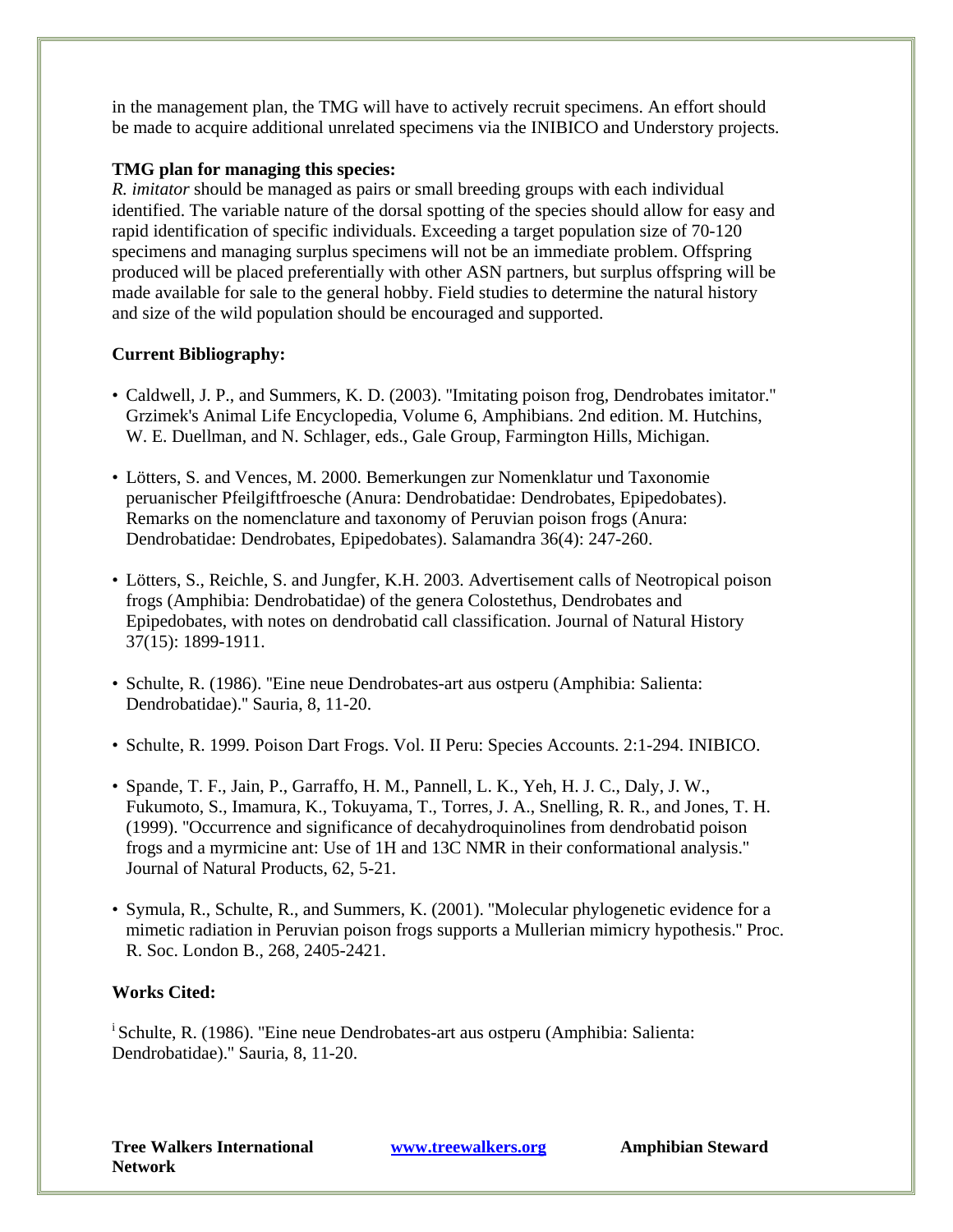in the management plan, the TMG will have to actively recruit specimens. An effort should be made to acquire additional unrelated specimens via the INIBICO and Understory projects.

**TMG plan for managing this species:**

*R. imitator* should be managed as pairs or small breeding groups with each individual identified. The variable nature of the dorsal spotting of the species should allow for easy and rapid identification of specific individuals. Exceeding a target population size of 70-120 specimens and managing surplus specimens will not be an immediate problem. Offspring produced will be placed preferentially with other ASN partners, but surplus offspring will be made available for sale to the general hobby. Field studies to determine the natural history and size of the wild population should be encouraged and supported.

**Current Bibliography:**

- Caldwell, J. P., and Summers, K. D. (2003). "Imitating poison frog, Dendrobates imitator." Grzimek's Animal Life Encyclopedia, Volume 6, Amphibians. 2nd edition. M. Hutchins, W. E. Duellman, and N. Schlager, eds., Gale Group, Farmington Hills, Michigan.
- Lötters, S. and Vences, M. 2000. Bemerkungen zur Nomenklatur und Taxonomie peruanischer Pfeilgiftfroesche (Anura: Dendrobatidae: Dendrobates, Epipedobates). Remarks on the nomenclature and taxonomy of Peruvian poison frogs (Anura: Dendrobatidae: Dendrobates, Epipedobates). Salamandra 36(4): 247-260.
- Lötters, S., Reichle, S. and Jungfer, K.H. 2003. Advertisement calls of Neotropical poison frogs (Amphibia: Dendrobatidae) of the genera Colostethus, Dendrobates and Epipedobates, with notes on dendrobatid call classification. Journal of Natural History 37(15): 1899-1911.
- Schulte, R. (1986). "Eine neue Dendrobates-art aus ostperu (Amphibia: Salienta: Dendrobatidae)." Sauria, 8, 11-20.
- Schulte, R. 1999. Poison Dart Frogs. Vol. II Peru: Species Accounts. 2:1-294. INIBICO.
- Spande, T. F., Jain, P., Garraffo, H. M., Pannell, L. K., Yeh, H. J. C., Daly, J. W., Fukumoto, S., Imamura, K., Tokuyama, T., Torres, J. A., Snelling, R. R., and Jones, T. H. (1999). "Occurrence and significance of decahydroquinolines from dendrobatid poison frogs and a myrmicine ant: Use of 1H and 13C NMR in their conformational analysis." Journal of Natural Products, 62, 5-21.
- Symula, R., Schulte, R., and Summers, K. (2001). "Molecular phylogenetic evidence for a mimetic radiation in Peruvian poison frogs supports a Mullerian mimicry hypothesis." Proc. R. Soc. London B., 268, 2405-2421.

**Works Cited:**

[i] Schulte, R. (1986). "Eine neue Dendrobates-art aus ostperu (Amphibia: Salienta: Dendrobatidae)." Sauria, 8, 11-20.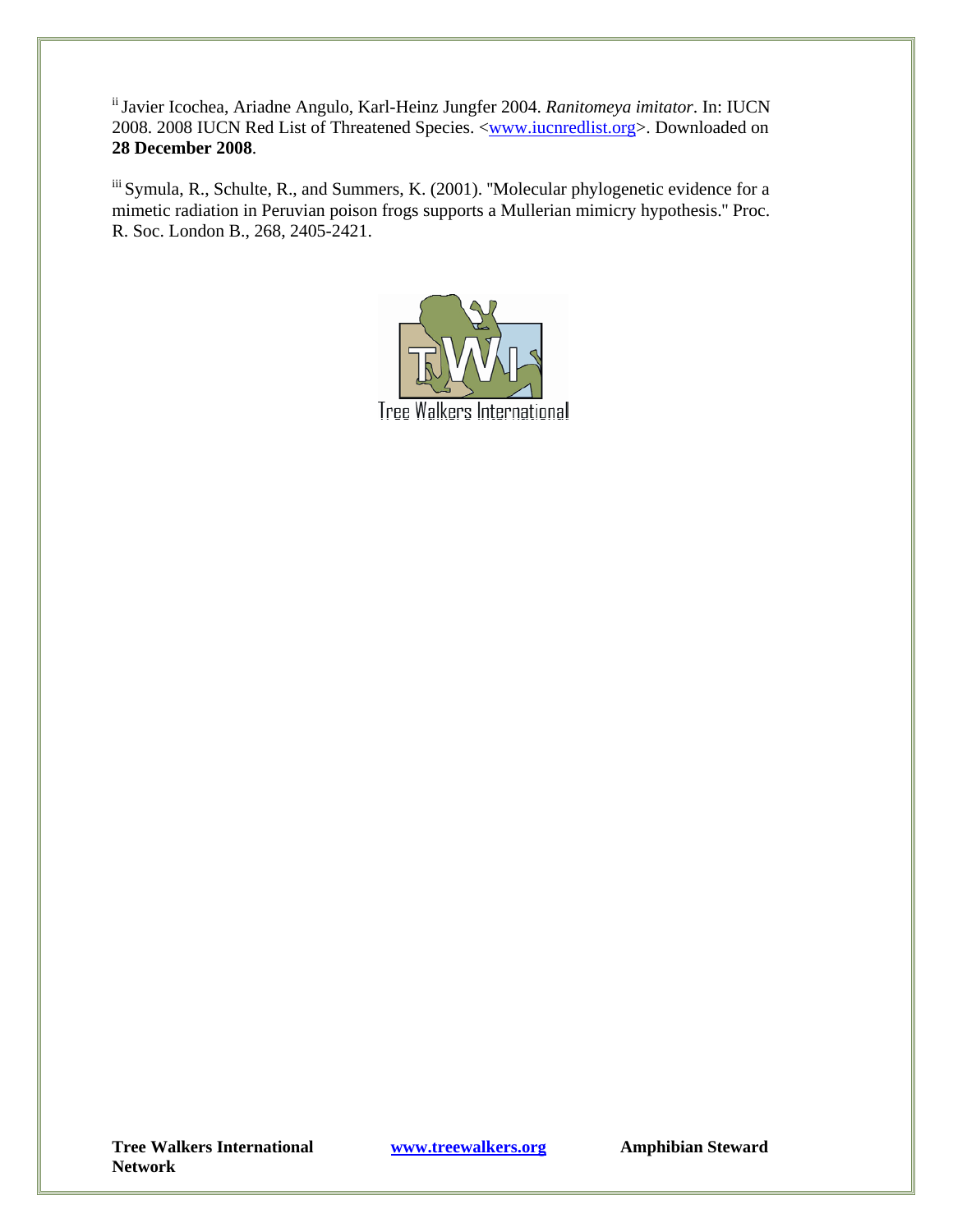[ii] Javier Icochea, Ariadne Angulo, Karl-Heinz Jungfer 2004. *Ranitomeya imitator*. In: IUCN 2008. 2008 IUCN Red List of Threatened Species. <www.iucnredlist.org>. Downloaded on **28 December 2008**.

[iii] Symula, R., Schulte, R., and Summers, K. (2001). "Molecular phylogenetic evidence for a mimetic radiation in Peruvian poison frogs supports a Mullerian mimicry hypothesis." Proc. R. Soc. London B., 268, 2405-2421.

TWI

Tree Walkers International